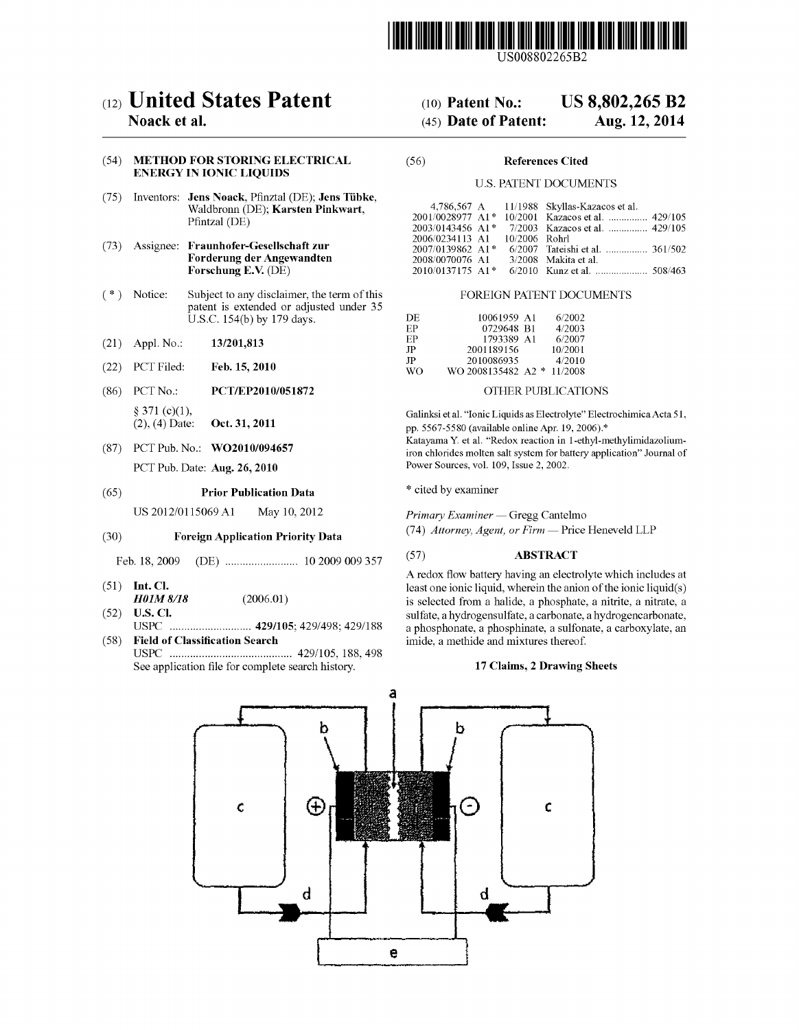US008802265B2

(12) **United States Patent**
**Noack et al.**

(10) **Patent No.: US 8,802,265 B2**
(45) **Date of Patent: Aug. 12, 2014**

(54) **METHOD FOR STORING ELECTRICAL ENERGY IN IONIC LIQUIDS**

(75) Inventors: **Jens Noack**, Pfinztal (DE); **Jens Tübke**, Waldbronn (DE); **Karsten Pinkwart**, Pfintzal (DE)

(73) Assignee: **Fraunhofer-Gesellschaft zur Forderung der Angewandten Forschung E.V.** (DE)

( * ) Notice: Subject to any disclaimer, the term of this patent is extended or adjusted under 35 U.S.C. 154(b) by 179 days.

(21) Appl. No.: **13/201,813**

(22) PCT Filed: **Feb. 15, 2010**

(86) PCT No.: **PCT/EP2010/051872**

§ 371 (c)(1), (2), (4) Date: **Oct. 31, 2011**

(87) PCT Pub. No.: **WO2010/094657**

PCT Pub. Date: **Aug. 26, 2010**

(65) **Prior Publication Data**

US 2012/0115069 A1 May 10, 2012

(30) **Foreign Application Priority Data**

Feb. 18, 2009 (DE) ......................... 10 2009 009 357

(51) **Int. Cl.**
*H01M 8/18* (2006.01)

(52) **U.S. Cl.**
USPC ............................ **429/105**; 429/498; 429/188

(58) **Field of Classification Search**
USPC .......................................... 429/105, 188, 498
See application file for complete search history.

(56) **References Cited**

U.S. PATENT DOCUMENTS

| | | | |
|---|---|---|---|
| 4,786,567 A | 11/1988 | Skyllas-Kazacos et al. | |
| 2001/0028977 A1* | 10/2001 | Kazacos et al. | 429/105 |
| 2003/0143456 A1* | 7/2003 | Kazacos et al. | 429/105 |
| 2006/0234113 A1 | 10/2006 | Rohrl | |
| 2007/0139862 A1* | 6/2007 | Tateishi et al. | 361/502 |
| 2008/0070076 A1 | 3/2008 | Makita et al. | |
| 2010/0137175 A1* | 6/2010 | Kunz et al. | 508/463 |

FOREIGN PATENT DOCUMENTS

| | | |
|---|---|---|
| DE | 10061959 A1 | 6/2002 |
| EP | 0729648 B1 | 4/2003 |
| EP | 1793389 A1 | 6/2007 |
| JP | 2001189156 | 10/2001 |
| JP | 2010086935 | 4/2010 |
| WO | WO 2008135482 A2 * | 11/2008 |

OTHER PUBLICATIONS

Galinksi et al. "Ionic Liquids as Electrolyte" Electrochimica Acta 51, pp. 5567-5580 (available online Apr. 19, 2006).*

Katayama Y. et al. "Redox reaction in 1-ethyl-methylimidazolium-iron chlorides molten salt system for battery application" Journal of Power Sources, vol. 109, Issue 2, 2002.

\* cited by examiner

*Primary Examiner* — Gregg Cantelmo
(74) *Attorney, Agent, or Firm* — Price Heneveld LLP

(57) **ABSTRACT**

A redox flow battery having an electrolyte which includes at least one ionic liquid, wherein the anion of the ionic liquid(s) is selected from a halide, a phosphate, a nitrite, a nitrate, a sulfate, a hydrogensulfate, a carbonate, a hydrogencarbonate, a phosphonate, a phosphinate, a sulfonate, a carboxylate, an imide, a methide and mixtures thereof.

**17 Claims, 2 Drawing Sheets**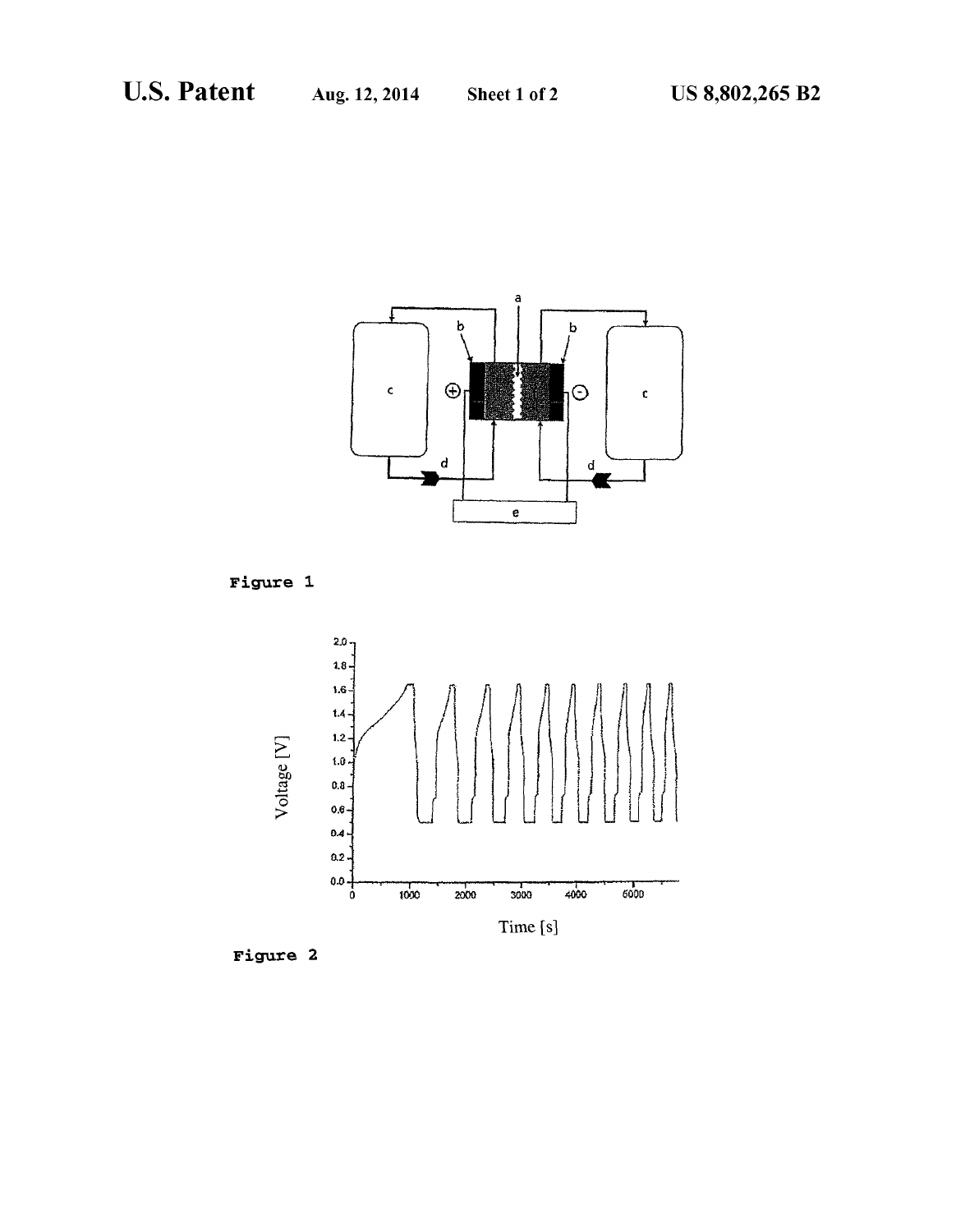Figure 1

Figure 2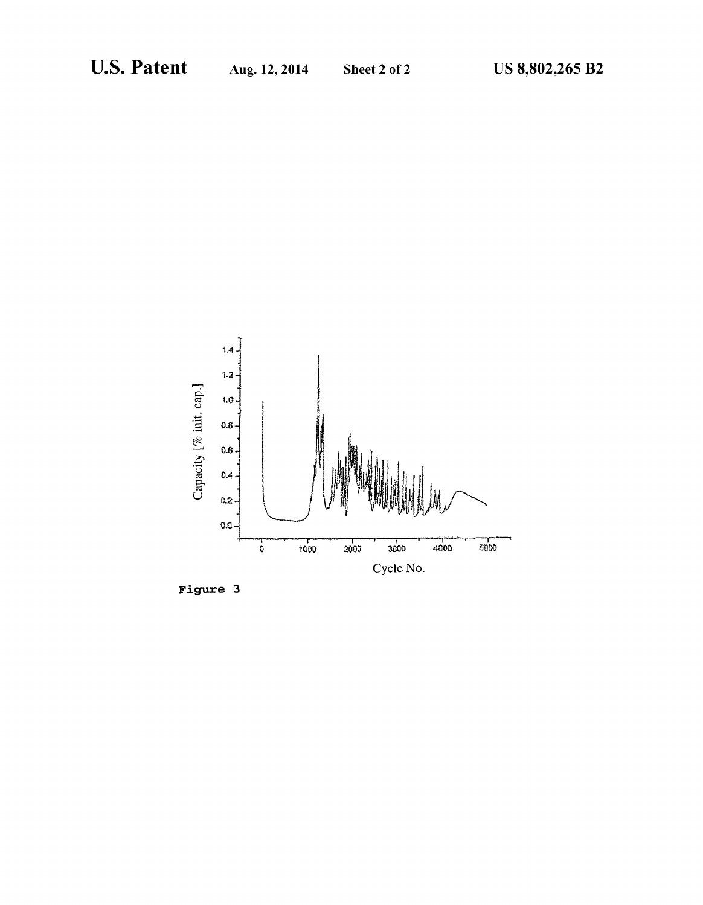Figure 3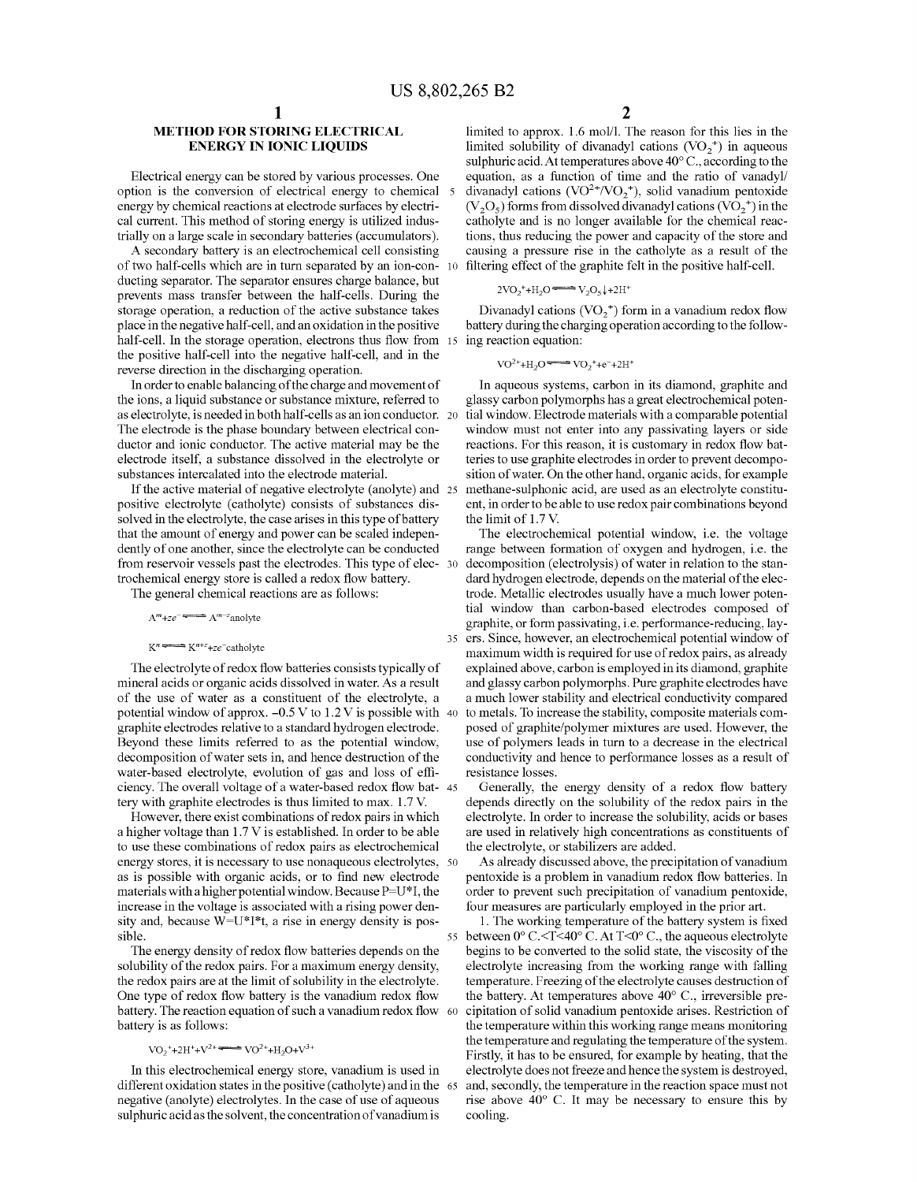# METHOD FOR STORING ELECTRICAL ENERGY IN IONIC LIQUIDS

Electrical energy can be stored by various processes. One option is the conversion of electrical energy to chemical energy by chemical reactions at electrode surfaces by electrical current. This method of storing energy is utilized industrially on a large scale in secondary batteries (accumulators).

A secondary battery is an electrochemical cell consisting of two half-cells which are in turn separated by an ion-conducting separator. The separator ensures charge balance, but prevents mass transfer between the half-cells. During the storage operation, a reduction of the active substance takes place in the negative half-cell, and an oxidation in the positive half-cell. In the storage operation, electrons thus flow from the positive half-cell into the negative half-cell, and in the reverse direction in the discharging operation.

In order to enable balancing of the charge and movement of the ions, a liquid substance or substance mixture, referred to as electrolyte, is needed in both half-cells as an ion conductor. The electrode is the phase boundary between electrical conductor and ionic conductor. The active material may be the electrode itself, a substance dissolved in the electrolyte or substances intercalated into the electrode material.

If the active material of negative electrolyte (anolyte) and positive electrolyte (catholyte) consists of substances dissolved in the electrolyte, the case arises in this type of battery that the amount of energy and power can be scaled independently of one another, since the electrolyte can be conducted from reservoir vessels past the electrodes. This type of electrochemical energy store is called a redox flow battery.

The general chemical reactions are as follows:

$$A^{m}+ze^{-} \rightleftharpoons A^{m-z} \text{anolyte}$$

$$K^{n} \rightleftharpoons K^{n+z}+ze^{-} \text{catholyte}$$

The electrolyte of redox flow batteries consists typically of mineral acids or organic acids dissolved in water. As a result of the use of water as a constituent of the electrolyte, a potential window of approx. −0.5 V to 1.2 V is possible with graphite electrodes relative to a standard hydrogen electrode. Beyond these limits referred to as the potential window, decomposition of water sets in, and hence destruction of the water-based electrolyte, evolution of gas and loss of efficiency. The overall voltage of a water-based redox flow battery with graphite electrodes is thus limited to max. 1.7 V.

However, there exist combinations of redox pairs in which a higher voltage than 1.7 V is established. In order to be able to use these combinations of redox pairs as electrochemical energy stores, it is necessary to use nonaqueous electrolytes, as is possible with organic acids, or to find new electrode materials with a higher potential window. Because P=U*I, the increase in the voltage is associated with a rising power density and, because W=U*I*t, a rise in energy density is possible.

The energy density of redox flow batteries depends on the solubility of the redox pairs. For a maximum energy density, the redox pairs are at the limit of solubility in the electrolyte. One type of redox flow battery is the vanadium redox flow battery. The reaction equation of such a vanadium redox flow battery is as follows:

$$VO_2^{+}+2H^{+}+V^{2+} \rightleftharpoons VO^{2+}+H_2O+V^{3+}$$

In this electrochemical energy store, vanadium is used in different oxidation states in the positive (catholyte) and in the negative (anolyte) electrolytes. In the case of use of aqueous sulphuric acid as the solvent, the concentration of vanadium is limited to approx. 1.6 mol/l. The reason for this lies in the limited solubility of divanadyl cations ($VO_2^{+}$) in aqueous sulphuric acid. At temperatures above 40° C., according to the equation, as a function of time and the ratio of vanadyl/divanadyl cations ($VO^{2+}/VO_2^{+}$), solid vanadium pentoxide ($V_2O_5$) forms from dissolved divanadyl cations ($VO_2^{+}$) in the catholyte and is no longer available for the chemical reactions, thus reducing the power and capacity of the store and causing a pressure rise in the catholyte as a result of the filtering effect of the graphite felt in the positive half-cell.

$$2VO_2^{+}+H_2O \rightleftharpoons V_2O_5\downarrow+2H^{+}$$

Divanadyl cations ($VO_2^{+}$) form in a vanadium redox flow battery during the charging operation according to the following reaction equation:

$$VO^{2+}+H_2O \rightleftharpoons VO_2^{+}+e^{-}+2H^{+}$$

In aqueous systems, carbon in its diamond, graphite and glassy carbon polymorphs has a great electrochemical potential window. Electrode materials with a comparable potential window must not enter into any passivating layers or side reactions. For this reason, it is customary in redox flow batteries to use graphite electrodes in order to prevent decomposition of water. On the other hand, organic acids, for example methane-sulphonic acid, are used as an electrolyte constituent, in order to be able to use redox pair combinations beyond the limit of 1.7 V.

The electrochemical potential window, i.e. the voltage range between formation of oxygen and hydrogen, i.e. the decomposition (electrolysis) of water in relation to the standard hydrogen electrode, depends on the material of the electrode. Metallic electrodes usually have a much lower potential window than carbon-based electrodes composed of graphite, or form passivating, i.e. performance-reducing, layers. Since, however, an electrochemical potential window of maximum width is required for use of redox pairs, as already explained above, carbon is employed in its diamond, graphite and glassy carbon polymorphs. Pure graphite electrodes have a much lower stability and electrical conductivity compared to metals. To increase the stability, composite materials composed of graphite/polymer mixtures are used. However, the use of polymers leads in turn to a decrease in the electrical conductivity and hence to performance losses as a result of resistance losses.

Generally, the energy density of a redox flow battery depends directly on the solubility of the redox pairs in the electrolyte. In order to increase the solubility, acids or bases are used in relatively high concentrations as constituents of the electrolyte, or stabilizers are added.

As already discussed above, the precipitation of vanadium pentoxide is a problem in vanadium redox flow batteries. In order to prevent such precipitation of vanadium pentoxide, four measures are particularly employed in the prior art.

1. The working temperature of the battery system is fixed between 0° C.<T<40° C. At T<0° C., the aqueous electrolyte begins to be converted to the solid state, the viscosity of the electrolyte increasing from the working range with falling temperature. Freezing of the electrolyte causes destruction of the battery. At temperatures above 40° C., irreversible precipitation of solid vanadium pentoxide arises. Restriction of the temperature within this working range means monitoring the temperature and regulating the temperature of the system. Firstly, it has to be ensured, for example by heating, that the electrolyte does not freeze and hence the system is destroyed, and, secondly, the temperature in the reaction space must not rise above 40° C. It may be necessary to ensure this by cooling.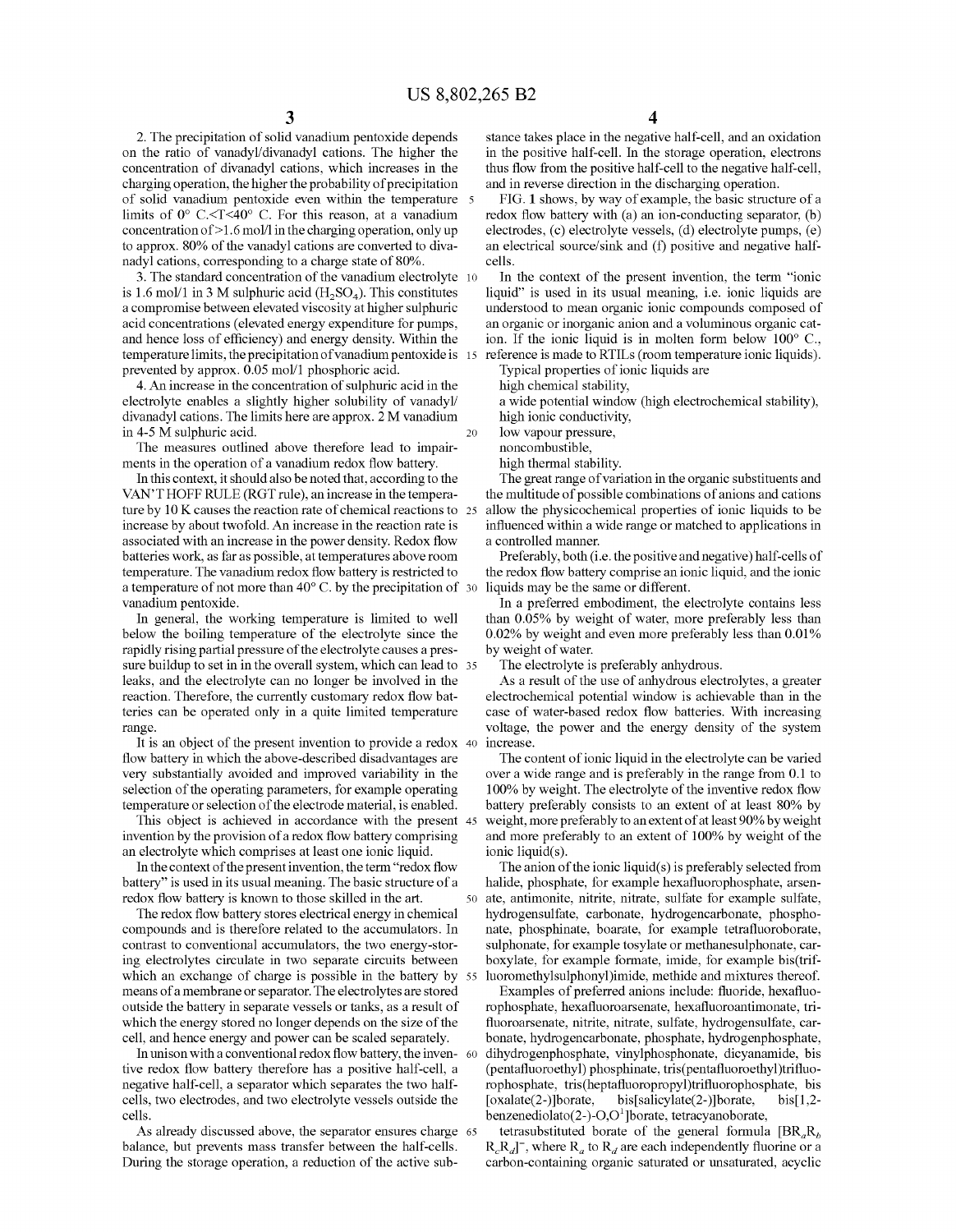2. The precipitation of solid vanadium pentoxide depends on the ratio of vanadyl/divanadyl cations. The higher the concentration of divanadyl cations, which increases in the charging operation, the higher the probability of precipitation of solid vanadium pentoxide even within the temperature limits of 0° C.<T<40° C. For this reason, at a vanadium concentration of >1.6 mol/l in the charging operation, only up to approx. 80% of the vanadyl cations are converted to divanadyl cations, corresponding to a charge state of 80%.

3. The standard concentration of the vanadium electrolyte is 1.6 mol/1 in 3 M sulphuric acid ($H_2SO_4$). This constitutes a compromise between elevated viscosity at higher sulphuric acid concentrations (elevated energy expenditure for pumps, and hence loss of efficiency) and energy density. Within the temperature limits, the precipitation of vanadium pentoxide is prevented by approx. 0.05 mol/1 phosphoric acid.

4. An increase in the concentration of sulphuric acid in the electrolyte enables a slightly higher solubility of vanadyl/divanadyl cations. The limits here are approx. 2 M vanadium in 4-5 M sulphuric acid.

The measures outlined above therefore lead to impairments in the operation of a vanadium redox flow battery.

In this context, it should also be noted that, according to the VAN'T HOFF RULE (RGT rule), an increase in the temperature by 10 K causes the reaction rate of chemical reactions to increase by about twofold. An increase in the reaction rate is associated with an increase in the power density. Redox flow batteries work, as far as possible, at temperatures above room temperature. The vanadium redox flow battery is restricted to a temperature of not more than 40° C. by the precipitation of vanadium pentoxide.

In general, the working temperature is limited to well below the boiling temperature of the electrolyte since the rapidly rising partial pressure of the electrolyte causes a pressure buildup to set in in the overall system, which can lead to leaks, and the electrolyte can no longer be involved in the reaction. Therefore, the currently customary redox flow batteries can be operated only in a quite limited temperature range.

It is an object of the present invention to provide a redox flow battery in which the above-described disadvantages are very substantially avoided and improved variability in the selection of the operating parameters, for example operating temperature or selection of the electrode material, is enabled.

This object is achieved in accordance with the present invention by the provision of a redox flow battery comprising an electrolyte which comprises at least one ionic liquid.

In the context of the present invention, the term "redox flow battery" is used in its usual meaning. The basic structure of a redox flow battery is known to those skilled in the art.

The redox flow battery stores electrical energy in chemical compounds and is therefore related to the accumulators. In contrast to conventional accumulators, the two energy-storing electrolytes circulate in two separate circuits between which an exchange of charge is possible in the battery by means of a membrane or separator. The electrolytes are stored outside the battery in separate vessels or tanks, as a result of which the energy stored no longer depends on the size of the cell, and hence energy and power can be scaled separately.

In unison with a conventional redox flow battery, the inventive redox flow battery therefore has a positive half-cell, a negative half-cell, a separator which separates the two half-cells, two electrodes, and two electrolyte vessels outside the cells.

As already discussed above, the separator ensures charge balance, but prevents mass transfer between the half-cells. During the storage operation, a reduction of the active substance takes place in the negative half-cell, and an oxidation in the positive half-cell. In the storage operation, electrons thus flow from the positive half-cell to the negative half-cell, and in reverse direction in the discharging operation.

FIG. 1 shows, by way of example, the basic structure of a redox flow battery with (a) an ion-conducting separator, (b) electrodes, (c) electrolyte vessels, (d) electrolyte pumps, (e) an electrical source/sink and (f) positive and negative half-cells.

In the context of the present invention, the term "ionic liquid" is used in its usual meaning, i.e. ionic liquids are understood to mean organic ionic compounds composed of an organic or inorganic anion and a voluminous organic cation. If the ionic liquid is in molten form below 100° C., reference is made to RTILs (room temperature ionic liquids).

Typical properties of ionic liquids are

- high chemical stability,
- a wide potential window (high electrochemical stability),
- high ionic conductivity,
- low vapour pressure,
- noncombustible,
- high thermal stability.

The great range of variation in the organic substituents and the multitude of possible combinations of anions and cations allow the physicochemical properties of ionic liquids to be influenced within a wide range or matched to applications in a controlled manner.

Preferably, both (i.e. the positive and negative) half-cells of the redox flow battery comprise an ionic liquid, and the ionic liquids may be the same or different.

In a preferred embodiment, the electrolyte contains less than 0.05% by weight of water, more preferably less than 0.02% by weight and even more preferably less than 0.01% by weight of water.

The electrolyte is preferably anhydrous.

As a result of the use of anhydrous electrolytes, a greater electrochemical potential window is achievable than in the case of water-based redox flow batteries. With increasing voltage, the power and the energy density of the system increase.

The content of ionic liquid in the electrolyte can be varied over a wide range and is preferably in the range from 0.1 to 100% by weight. The electrolyte of the inventive redox flow battery preferably consists to an extent of at least 80% by weight, more preferably to an extent of at least 90% by weight and more preferably to an extent of 100% by weight of the ionic liquid(s).

The anion of the ionic liquid(s) is preferably selected from halide, phosphate, for example hexafluorophosphate, arsenate, antimonite, nitrite, nitrate, sulfate for example sulfate, hydrogensulfate, carbonate, hydrogencarbonate, phosphonate, phosphinate, boarate, for example tetrafluoroborate, sulphonate, for example tosylate or methanesulphonate, carboxylate, for example formate, imide, for example bis(trifluoromethylsulphonyl)imide, methide and mixtures thereof.

Examples of preferred anions include: fluoride, hexafluorophosphate, hexafluoroarsenate, hexafluoroantimonate, trifluoroarsenate, nitrite, nitrate, sulfate, hydrogensulfate, carbonate, hydrogencarbonate, phosphate, hydrogenphosphate, dihydrogenphosphate, vinylphosphonate, dicyanamide, bis(pentafluoroethyl) phosphinate, tris(pentafluoroethyl)trifluorophosphate, tris(heptafluoropropyl)trifluorophosphate, bis[oxalate(2-)]borate, bis[salicylate(2-)]borate, bis[1,2-benzenediolato(2-)-O,O[1]]borate, tetracyanoborate,

tetrasubstituted borate of the general formula $[BR_aR_bR_cR_d]^-$, where $R_a$ to $R_d$ are each independently fluorine or a carbon-containing organic saturated or unsaturated, acyclic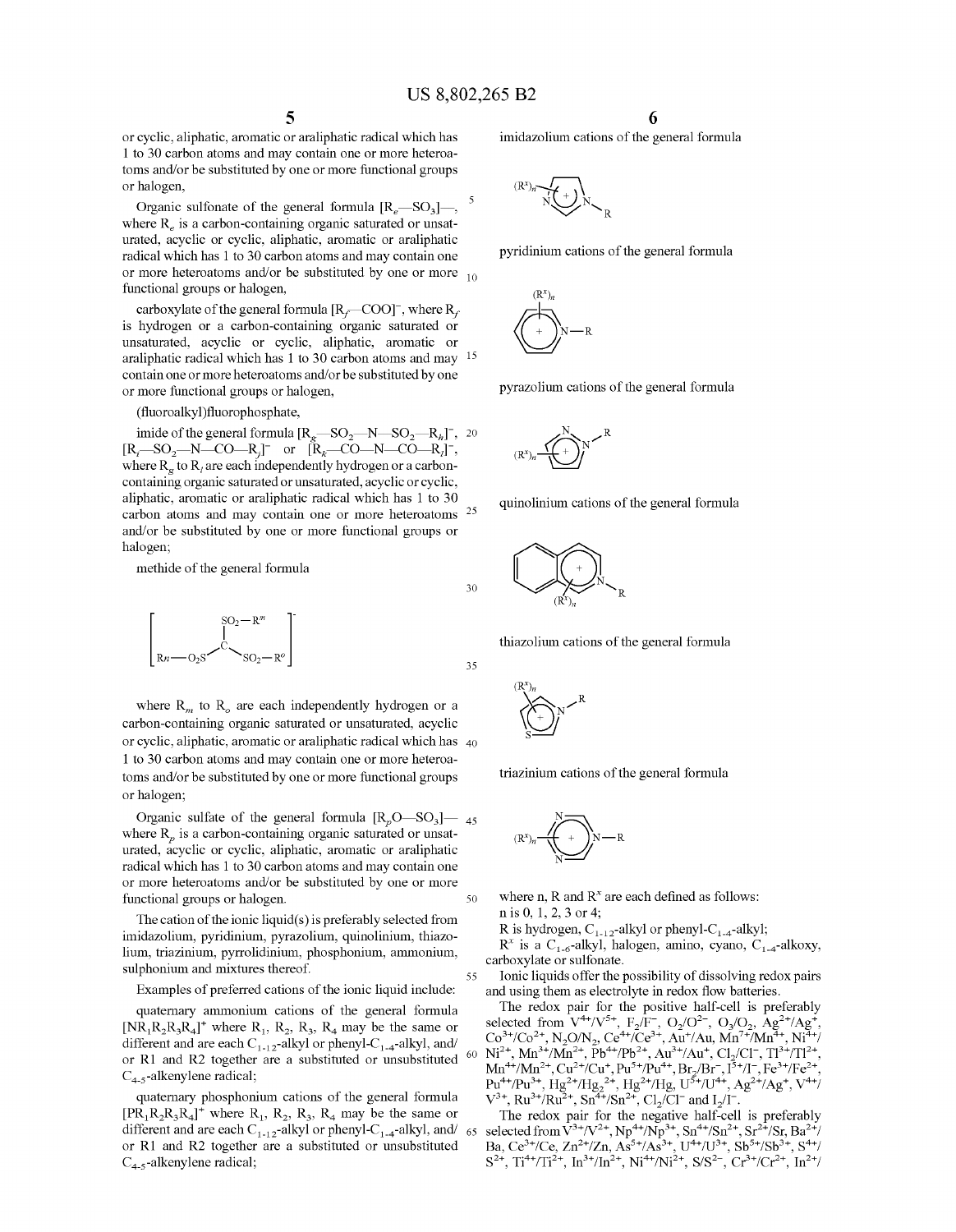or cyclic, aliphatic, aromatic or araliphatic radical which has 1 to 30 carbon atoms and may contain one or more heteroatoms and/or be substituted by one or more functional groups or halogen,

Organic sulfonate of the general formula $[R_e—SO_3]^-$, where $R_e$ is a carbon-containing organic saturated or unsaturated, acyclic or cyclic, aliphatic, aromatic or araliphatic radical which has 1 to 30 carbon atoms and may contain one or more heteroatoms and/or be substituted by one or more functional groups or halogen,

carboxylate of the general formula $[R_f—COO]^-$, where $R_f$ is hydrogen or a carbon-containing organic saturated or unsaturated, acyclic or cyclic, aliphatic, aromatic or araliphatic radical which has 1 to 30 carbon atoms and may contain one or more heteroatoms and/or be substituted by one or more functional groups or halogen,

(fluoroalkyl)fluorophosphate,

imide of the general formula $[R_g—SO_2—N—SO_2—R_h]^-$, $[R_i—SO_2—N—CO—R_j]^-$ or $[R_k—CO—N—CO—R_l]^-$, where $R_g$ to $R_l$ are each independently hydrogen or a carbon-containing organic saturated or unsaturated, acyclic or cyclic, aliphatic, aromatic or araliphatic radical which has 1 to 30 carbon atoms and may contain one or more heteroatoms and/or be substituted by one or more functional groups or halogen;

methide of the general formula

$$\left[ Rn—O_2S—C(SO_2—R^m)—SO_2—R^o \right]^-$$

where $R_m$ to $R_o$ are each independently hydrogen or a carbon-containing organic saturated or unsaturated, acyclic or cyclic, aliphatic, aromatic or araliphatic radical which has 1 to 30 carbon atoms and may contain one or more heteroatoms and/or be substituted by one or more functional groups or halogen;

Organic sulfate of the general formula $[R_pO—SO_3]^-$ where $R_p$ is a carbon-containing organic saturated or unsaturated, acyclic or cyclic, aliphatic, aromatic or araliphatic radical which has 1 to 30 carbon atoms and may contain one or more heteroatoms and/or be substituted by one or more functional groups or halogen.

The cation of the ionic liquid(s) is preferably selected from imidazolium, pyridinium, pyrazolium, quinolinium, thiazolium, triazinium, pyrrolidinium, phosphonium, ammonium, sulphonium and mixtures thereof.

Examples of preferred cations of the ionic liquid include:

quaternary ammonium cations of the general formula $[NR_1R_2R_3R_4]^+$ where $R_1$, $R_2$, $R_3$, $R_4$ may be the same or different and are each $C_{1-12}$-alkyl or phenyl-$C_{1-4}$-alkyl, and/or R1 and R2 together are a substituted or unsubstituted $C_{4-5}$-alkenylene radical;

quaternary phosphonium cations of the general formula $[PR_1R_2R_3R_4]^+$ where $R_1$, $R_2$, $R_3$, $R_4$ may be the same or different and are each $C_{1-12}$-alkyl or phenyl-$C_{1-4}$-alkyl, and/or R1 and R2 together are a substituted or unsubstituted $C_{4-5}$-alkenylene radical;

imidazolium cations of the general formula

pyridinium cations of the general formula

pyrazolium cations of the general formula

quinolinium cations of the general formula

thiazolium cations of the general formula

triazinium cations of the general formula

where n, R and $R^x$ are each defined as follows:

n is 0, 1, 2, 3 or 4;

R is hydrogen, $C_{1-12}$-alkyl or phenyl-$C_{1-4}$-alkyl;

$R^x$ is a $C_{1-6}$-alkyl, halogen, amino, cyano, $C_{1-4}$-alkoxy, carboxylate or sulfonate.

Ionic liquids offer the possibility of dissolving redox pairs and using them as electrolyte in redox flow batteries.

The redox pair for the positive half-cell is preferably selected from $V^{4+}/V^{5+}$, $F_2/F^-$, $O_2/O^{2-}$, $O_3/O_2$, $Ag^{2+}/Ag^+$, $Co^{3+}/Co^{2+}$, $N_2O/N_2$, $Ce^{4+}/Ce^{3+}$, $Au^+/Au$, $Mn^{7+}/Mn^{4+}$, $Ni^{4+}/Ni^{2+}$, $Mn^{3+}/Mn^{2+}$, $Pb^{4+}/Pb^{2+}$, $Au^{3+}/Au^+$, $Cl_2/Cl^-$, $Tl^{3+}/Tl^{2+}$, $Mn^{4+}/Mn^{2+}$, $Cu^{2+}/Cu^+$, $Pu^{5+}/Pu^{4+}$, $Br_2/Br^-$, $I^{5+}/I^-$, $Fe^{3+}/Fe^{2+}$, $Pu^{4+}/Pu^{3+}$, $Hg^{2+}/Hg_2^{2+}$, $Hg^{2+}/Hg$, $U^{5+}/U^{4+}$, $Ag^{2+}/Ag^+$, $V^{4+}/V^{3+}$, $Ru^{3+}/Ru^{2+}$, $Sn^{4+}/Sn^{2+}$, $Cl_2/Cl^-$ and $I_2/I^-$.

The redox pair for the negative half-cell is preferably selected from $V^{3+}/V^{2+}$, $Np^{4+}/Np^{3+}$, $Sn^{4+}/Sn^{2+}$, $Sr^{2+}/Sr$, $Ba^{2+}/Ba$, $Ce^{3+}/Ce$, $Zn^{2+}/Zn$, $As^{5+}/As^{3+}$, $U^{4+}/U^{3+}$, $Sb^{5+}/Sb^{3+}$, $S^{4+}/S^{2+}$, $Ti^{4+}/Ti^{2+}$, $In^{3+}/In^{2+}$, $Ni^{4+}/Ni^{2+}$, $S/S^{2-}$, $Cr^{3+}/Cr^{2+}$, $In^{2+}/$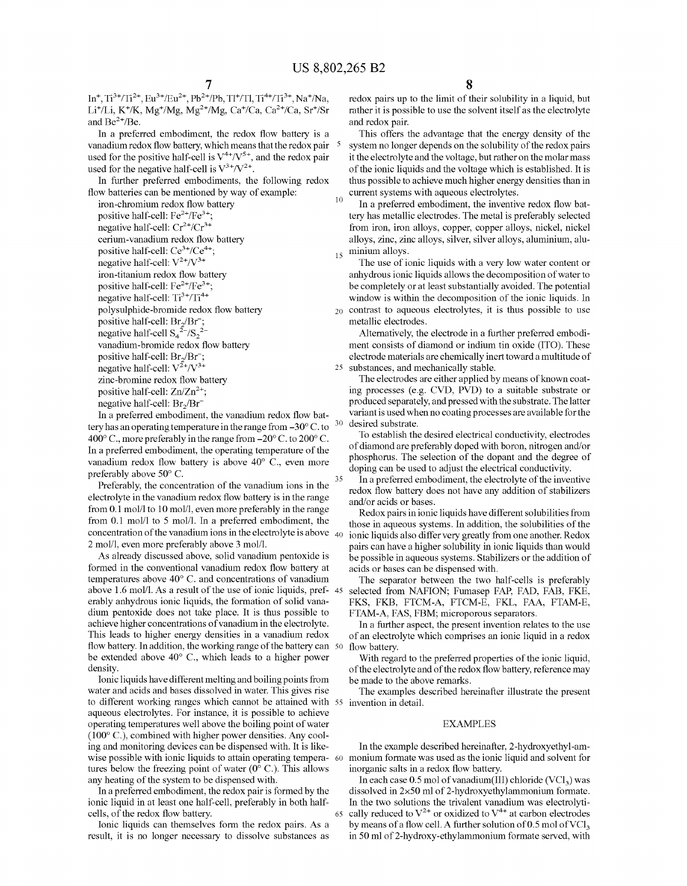$In^{+}$, $Ti^{3+}/Ti^{2+}$, $Eu^{3+}/Eu^{2+}$, $Pb^{2+}/Pb$, $Tl^{+}/Tl$, $Ti^{4+}/Ti^{3+}$, $Na^{+}/Na$, $Li^{+}/Li$, $K^{+}/K$, $Mg^{+}/Mg$, $Mg^{2+}/Mg$, $Ca^{+}/Ca$, $Ca^{2+}/Ca$, $Sr^{+}/Sr$ and $Be^{2+}/Be$.

In a preferred embodiment, the redox flow battery is a vanadium redox flow battery, which means that the redox pair used for the positive half-cell is $V^{4+}/V^{5+}$, and the redox pair used for the negative half-cell is $V^{3+}/V^{2+}$.

In further preferred embodiments, the following redox flow batteries can be mentioned by way of example:

iron-chromium redox flow battery
positive half-cell: $Fe^{2+}/Fe^{3+}$;
negative half-cell: $Cr^{2+}/Cr^{3+}$
cerium-vanadium redox flow battery
positive half-cell: $Ce^{3+}/Ce^{4+}$;
negative half-cell: $V^{2+}/V^{3+}$
iron-titanium redox flow battery
positive half-cell: $Fe^{2+}/Fe^{3+}$;
negative half-cell: $Ti^{3+}/Ti^{4+}$
polysulphide-bromide redox flow battery
positive half-cell: $Br_2/Br^-$;
negative half-cell $S_4^{2-}/S_2^{2-}$
vanadium-bromide redox flow battery
positive half-cell: $Br_2/Br^-$;
negative half-cell: $V^{2+}/V^{3+}$
zinc-bromine redox flow battery
positive half-cell: $Zn/Zn^{2+}$;
negative half-cell: $Br_2/Br^-$

In a preferred embodiment, the vanadium redox flow battery has an operating temperature in the range from −30° C. to 400° C., more preferably in the range from −20° C. to 200° C. In a preferred embodiment, the operating temperature of the vanadium redox flow battery is above 40° C., even more preferably above 50° C.

Preferably, the concentration of the vanadium ions in the electrolyte in the vanadium redox flow battery is in the range from 0.1 mol/l to 10 mol/l, even more preferably in the range from 0.1 mol/l to 5 mol/l. In a preferred embodiment, the concentration of the vanadium ions in the electrolyte is above 2 mol/l, even more preferably above 3 mol/l.

As already discussed above, solid vanadium pentoxide is formed in the conventional vanadium redox flow battery at temperatures above 40° C. and concentrations of vanadium above 1.6 mol/l. As a result of the use of ionic liquids, preferably anhydrous ionic liquids, the formation of solid vanadium pentoxide does not take place. It is thus possible to achieve higher concentrations of vanadium in the electrolyte. This leads to higher energy densities in a vanadium redox flow battery. In addition, the working range of the battery can be extended above 40° C., which leads to a higher power density.

Ionic liquids have different melting and boiling points from water and acids and bases dissolved in water. This gives rise to different working ranges which cannot be attained with aqueous electrolytes. For instance, it is possible to achieve operating temperatures well above the boiling point of water (100° C.), combined with higher power densities. Any cooling and monitoring devices can be dispensed with. It is likewise possible with ionic liquids to attain operating temperatures below the freezing point of water (0° C.). This allows any heating of the system to be dispensed with.

In a preferred embodiment, the redox pair is formed by the ionic liquid in at least one half-cell, preferably in both half-cells, of the redox flow battery.

Ionic liquids can themselves form the redox pairs. As a result, it is no longer necessary to dissolve substances as redox pairs up to the limit of their solubility in a liquid, but rather it is possible to use the solvent itself as the electrolyte and redox pair.

This offers the advantage that the energy density of the system no longer depends on the solubility of the redox pairs it the electrolyte and the voltage, but rather on the molar mass of the ionic liquids and the voltage which is established. It is thus possible to achieve much higher energy densities than in current systems with aqueous electrolytes.

In a preferred embodiment, the inventive redox flow battery has metallic electrodes. The metal is preferably selected from iron, iron alloys, copper, copper alloys, nickel, nickel alloys, zinc, zinc alloys, silver, silver alloys, aluminium, aluminium alloys.

The use of ionic liquids with a very low water content or anhydrous ionic liquids allows the decomposition of water to be completely or at least substantially avoided. The potential window is within the decomposition of the ionic liquids. In contrast to aqueous electrolytes, it is thus possible to use metallic electrodes.

Alternatively, the electrode in a further preferred embodiment consists of diamond or indium tin oxide (ITO). These electrode materials are chemically inert toward a multitude of substances, and mechanically stable.

The electrodes are either applied by means of known coating processes (e.g. CVD, PVD) to a suitable substrate or produced separately, and pressed with the substrate. The latter variant is used when no coating processes are available for the desired substrate.

To establish the desired electrical conductivity, electrodes of diamond are preferably doped with boron, nitrogen and/or phosphorus. The selection of the dopant and the degree of doping can be used to adjust the electrical conductivity.

In a preferred embodiment, the electrolyte of the inventive redox flow battery does not have any addition of stabilizers and/or acids or bases.

Redox pairs in ionic liquids have different solubilities from those in aqueous systems. In addition, the solubilities of the ionic liquids also differ very greatly from one another. Redox pairs can have a higher solubility in ionic liquids than would be possible in aqueous systems. Stabilizers or the addition of acids or bases can be dispensed with.

The separator between the two half-cells is preferably selected from NAFION; Fumasep FAP, FAD, FAB, FKE, FKS, FKB, FTCM-A, FTCM-E, FKL, FAA, FTAM-E, FTAM-A, FAS, FBM; microporous separators.

In a further aspect, the present invention relates to the use of an electrolyte which comprises an ionic liquid in a redox flow battery.

With regard to the preferred properties of the ionic liquid, of the electrolyte and of the redox flow battery, reference may be made to the above remarks.

The examples described hereinafter illustrate the present invention in detail.

## EXAMPLES

In the example described hereinafter, 2-hydroxyethyl-ammonium formate was used as the ionic liquid and solvent for inorganic salts in a redox flow battery.

In each case 0.5 mol of vanadium(III) chloride ($VCl_3$) was dissolved in 2×50 ml of 2-hydroxyethylammonium formate. In the two solutions the trivalent vanadium was electrolytically reduced to $V^{2+}$ or oxidized to $V^{4+}$ at carbon electrodes by means of a flow cell. A further solution of 0.5 mol of $VCl_3$ in 50 ml of 2-hydroxy-ethylammonium formate served, with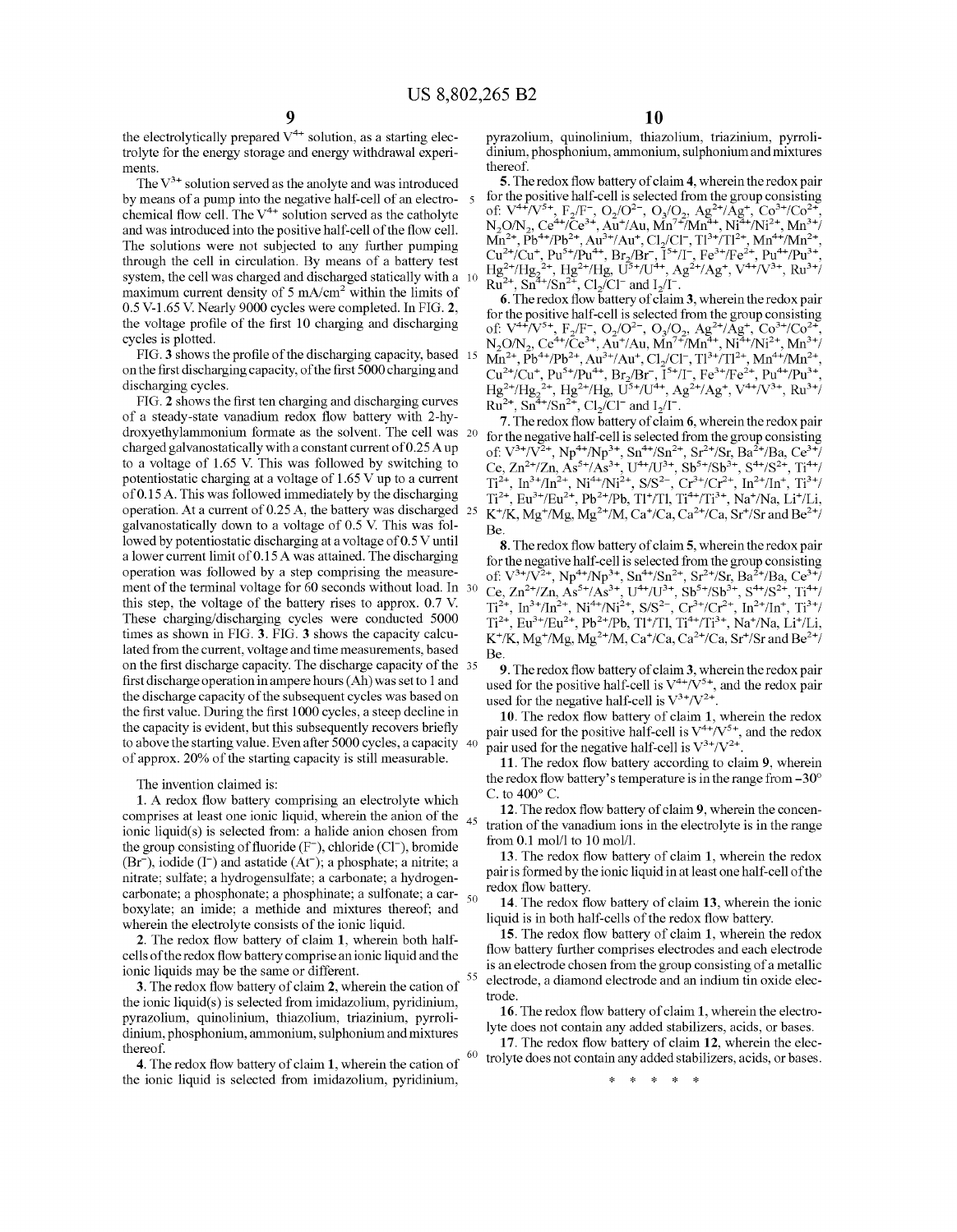the electrolytically prepared $V^{4+}$ solution, as a starting electrolyte for the energy storage and energy withdrawal experiments.

The $V^{3+}$ solution served as the anolyte and was introduced by means of a pump into the negative half-cell of an electrochemical flow cell. The $V^{4+}$ solution served as the catholyte and was introduced into the positive half-cell of the flow cell. The solutions were not subjected to any further pumping through the cell in circulation. By means of a battery test system, the cell was charged and discharged statically with a maximum current density of 5 $mA/cm^2$ within the limits of 0.5 V-1.65 V. Nearly 9000 cycles were completed. In FIG. 2, the voltage profile of the first 10 charging and discharging cycles is plotted.

FIG. 3 shows the profile of the discharging capacity, based on the first discharging capacity, of the first 5000 charging and discharging cycles.

FIG. 2 shows the first ten charging and discharging curves of a steady-state vanadium redox flow battery with 2-hydroxyethylammonium formate as the solvent. The cell was charged galvanostatically with a constant current of 0.25 A up to a voltage of 1.65 V. This was followed by switching to potentiostatic charging at a voltage of 1.65 V up to a current of 0.15 A. This was followed immediately by the discharging operation. At a current of 0.25 A, the battery was discharged galvanostatically down to a voltage of 0.5 V. This was followed by potentiostatic discharging at a voltage of 0.5 V until a lower current limit of 0.15 A was attained. The discharging operation was followed by a step comprising the measurement of the terminal voltage for 60 seconds without load. In this step, the voltage of the battery rises to approx. 0.7 V. These charging/discharging cycles were conducted 5000 times as shown in FIG. 3. FIG. 3 shows the capacity calculated from the current, voltage and time measurements, based on the first discharge capacity. The discharge capacity of the first discharge operation in ampere hours (Ah) was set to 1 and the discharge capacity of the subsequent cycles was based on the first value. During the first 1000 cycles, a steep decline in the capacity is evident, but this subsequently recovers briefly to above the starting value. Even after 5000 cycles, a capacity of approx. 20% of the starting capacity is still measurable.

The invention claimed is:

1. A redox flow battery comprising an electrolyte which comprises at least one ionic liquid, wherein the anion of the ionic liquid(s) is selected from: a halide anion chosen from the group consisting of fluoride ($F^-$), chloride ($Cl^-$), bromide ($Br^-$), iodide ($I^-$) and astatide ($At^-$); a phosphate; a nitrite; a nitrate; sulfate; a hydrogensulfate; a carbonate; a hydrogencarbonate; a phosphonate; a phosphinate; a sulfonate; a carboxylate; an imide; a methide and mixtures thereof; and wherein the electrolyte consists of the ionic liquid.

2. The redox flow battery of claim 1, wherein both half-cells of the redox flow battery comprise an ionic liquid and the ionic liquids may be the same or different.

3. The redox flow battery of claim 2, wherein the cation of the ionic liquid(s) is selected from imidazolium, pyridinium, pyrazolium, quinolinium, thiazolium, triazinium, pyrrolidinium, phosphonium, ammonium, sulphonium and mixtures thereof.

4. The redox flow battery of claim 1, wherein the cation of the ionic liquid is selected from imidazolium, pyridinium, pyrazolium, quinolinium, thiazolium, triazinium, pyrrolidinium, phosphonium, ammonium, sulphonium and mixtures thereof.

5. The redox flow battery of claim 4, wherein the redox pair for the positive half-cell is selected from the group consisting of: $V^{4+}/V^{5+}$, $F_2/F^-$, $O_2/O^{2-}$, $O_3/O_2$, $Ag^{2+}/Ag^+$, $Co^{3+}/Co^{2+}$, $N_2O/N_2$, $Ce^{4+}/Ce^{3+}$, $Au^+/Au$, $Mn^{7+}/Mn^{4+}$, $Ni^{4+}/Ni^{2+}$, $Mn^{3+}/Mn^{2+}$, $Pb^{4+}/Pb^{2+}$, $Au^{3+}/Au^+$, $Cl_2/Cl^-$, $Tl^{3+}/Tl^{2+}$, $Mn^{4+}/Mn^{2+}$, $Cu^{2+}/Cu^+$, $Pu^{5+}/Pu^{4+}$, $Br_2/Br^-$, $I^{5+}/I^-$, $Fe^{3+}/Fe^{2+}$, $Pu^{4+}/Pu^{3+}$, $Hg^{2+}/Hg_2^{2+}$, $Hg^{2+}/Hg$, $U^{5+}/U^{4+}$, $Ag^{2+}/Ag^+$, $V^{4+}/V^{3+}$, $Ru^{3+}/Ru^{2+}$, $Sn^{4+}/Sn^{2+}$, $Cl_2/Cl^-$ and $I_2/I^-$.

6. The redox flow battery of claim 3, wherein the redox pair for the positive half-cell is selected from the group consisting of: $V^{4+}/V^{5+}$, $F_2/F^-$, $O_2/O^{2-}$, $O_3/O_2$, $Ag^{2+}/Ag^+$, $Co^{3+}/Co^{2+}$, $N_2O/N_2$, $Ce^{4+}/Ce^{3+}$, $Au^+/Au$, $Mn^{7+}/Mn^{4+}$, $Ni^{4+}/Ni^{2+}$, $Mn^{3+}/Mn^{2+}$, $Pb^{4+}/Pb^{2+}$, $Au^{3+}/Au^+$, $Cl_2/Cl^-$, $Tl^{3+}/Tl^{2+}$, $Mn^{4+}/Mn^{2+}$, $Cu^{2+}/Cu^+$, $Pu^{5+}/Pu^{4+}$, $Br_2/Br^-$, $I^{5+}/I^-$, $Fe^{3+}/Fe^{2+}$, $Pu^{4+}/Pu^{3+}$, $Hg^{2+}/Hg_2^{2+}$, $Hg^{2+}/Hg$, $U^{5+}/U^{4+}$, $Ag^{2+}/Ag^+$, $V^{4+}/V^{3+}$, $Ru^{3+}/Ru^{2+}$, $Sn^{4+}/Sn^{2+}$, $Cl_2/Cl^-$ and $I_2/I^-$.

7. The redox flow battery of claim 6, wherein the redox pair for the negative half-cell is selected from the group consisting of: $V^{3+}/V^{2+}$, $Np^{4+}/Np^{3+}$, $Sn^{4+}/Sn^{2+}$, $Sr^{2+}/Sr$, $Ba^{2+}/Ba$, $Ce^{3+}/Ce$, $Zn^{2+}/Zn$, $As^{5+}/As^{3+}$, $U^{4+}/U^{3+}$, $Sb^{5+}/Sb^{3+}$, $S^{4+}/S^{2+}$, $Ti^{4+}/Ti^{2+}$, $In^{3+}/In^{2+}$, $Ni^{4+}/Ni^{2+}$, $S/S^{2-}$, $Cr^{3+}/Cr^{2+}$, $In^{2+}/In^+$, $Ti^{3+}/Ti^{2+}$, $Eu^{3+}/Eu^{2+}$, $Pb^{2+}/Pb$, $Tl^+/Tl$, $Ti^{4+}/Ti^{3+}$, $Na^+/Na$, $Li^+/Li$, $K^+/K$, $Mg^+/Mg$, $Mg^{2+}/M$, $Ca^+/Ca$, $Ca^{2+}/Ca$, $Sr^+/Sr$ and $Be^{2+}/Be$.

8. The redox flow battery of claim 5, wherein the redox pair for the negative half-cell is selected from the group consisting of: $V^{3+}/V^{2+}$, $Np^{4+}/Np^{3+}$, $Sn^{4+}/Sn^{2+}$, $Sr^{2+}/Sr$, $Ba^{2+}/Ba$, $Ce^{3+}/Ce$, $Zn^{2+}/Zn$, $As^{5+}/As^{3+}$, $U^{4+}/U^{3+}$, $Sb^{5+}/Sb^{3+}$, $S^{4+}/S^{2+}$, $Ti^{4+}/Ti^{2+}$, $In^{3+}/In^{2+}$, $Ni^{4+}/Ni^{2+}$, $S/S^{2-}$, $Cr^{3+}/Cr^{2+}$, $In^{2+}/In^+$, $Ti^{3+}/Ti^{2+}$, $Eu^{3+}/Eu^{2+}$, $Pb^{2+}/Pb$, $Tl^+/Tl$, $Ti^{4+}/Ti^{3+}$, $Na^+/Na$, $Li^+/Li$, $K^+/K$, $Mg^+/Mg$, $Mg^{2+}/M$, $Ca^+/Ca$, $Ca^{2+}/Ca$, $Sr^+/Sr$ and $Be^{2+}/Be$.

9. The redox flow battery of claim 3, wherein the redox pair used for the positive half-cell is $V^{4+}/V^{5+}$, and the redox pair used for the negative half-cell is $V^{3+}/V^{2+}$.

10. The redox flow battery of claim 1, wherein the redox pair used for the positive half-cell is $V^{4+}/V^{5+}$, and the redox pair used for the negative half-cell is $V^{3+}/V^{2+}$.

11. The redox flow battery according to claim 9, wherein the redox flow battery's temperature is in the range from −30° C. to 400° C.

12. The redox flow battery of claim 9, wherein the concentration of the vanadium ions in the electrolyte is in the range from 0.1 mol/l to 10 mol/l.

13. The redox flow battery of claim 1, wherein the redox pair is formed by the ionic liquid in at least one half-cell of the redox flow battery.

14. The redox flow battery of claim 13, wherein the ionic liquid is in both half-cells of the redox flow battery.

15. The redox flow battery of claim 1, wherein the redox flow battery further comprises electrodes and each electrode is an electrode chosen from the group consisting of a metallic electrode, a diamond electrode and an indium tin oxide electrode.

16. The redox flow battery of claim 1, wherein the electrolyte does not contain any added stabilizers, acids, or bases.

17. The redox flow battery of claim 12, wherein the electrolyte does not contain any added stabilizers, acids, or bases.

\* \* \* \* \*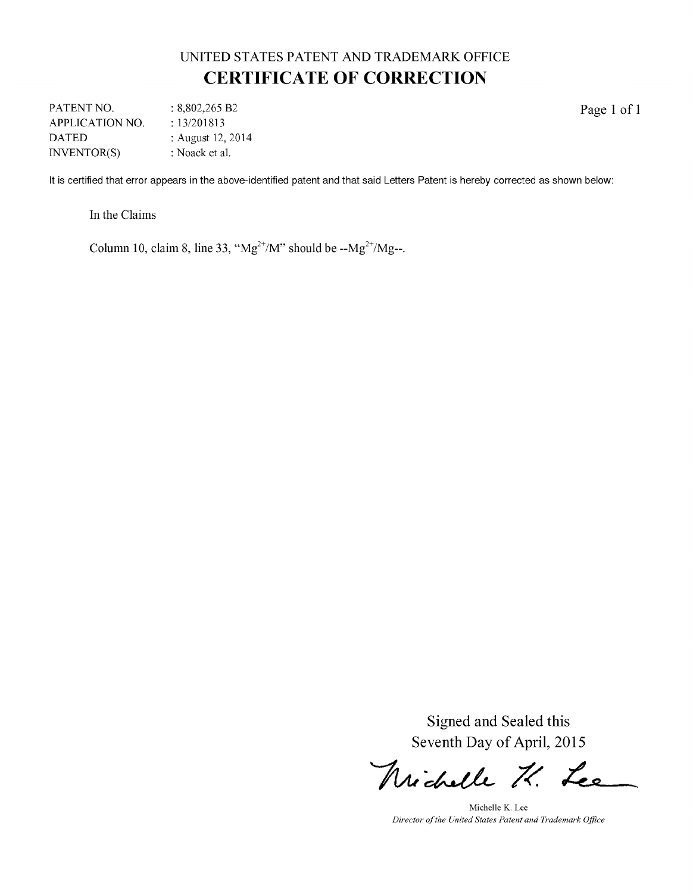UNITED STATES PATENT AND TRADEMARK OFFICE

# CERTIFICATE OF CORRECTION

| | |
|---|---|
| PATENT NO. | : 8,802,265 B2 |
| APPLICATION NO. | : 13/201813 |
| DATED | : August 12, 2014 |
| INVENTOR(S) | : Noack et al. |

Page 1 of 1

It is certified that error appears in the above-identified patent and that said Letters Patent is hereby corrected as shown below:

In the Claims

Column 10, claim 8, line 33, "$Mg^{2+}$/M" should be --$Mg^{2+}$/Mg--.

Signed and Sealed this
Seventh Day of April, 2015

Michelle K. Lee

Michelle K. Lee
*Director of the United States Patent and Trademark Office*